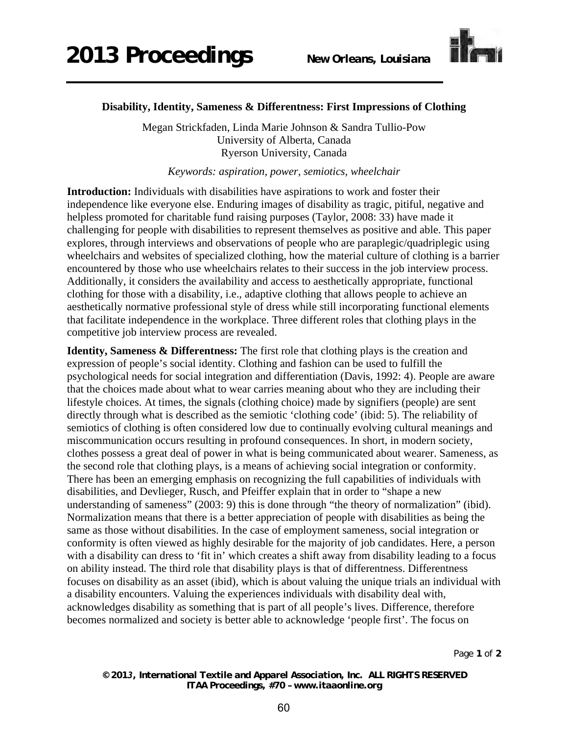# Disability, Identity, Sameness & Differentness: First Impressions of Clothing

Megan Strickfaden, Linda Marie Johnson & Sandra Tullio-Pow
University of Alberta, Canada
Ryerson University, Canada

*Keywords: aspiration, power, semiotics, wheelchair*

**Introduction:** Individuals with disabilities have aspirations to work and foster their independence like everyone else. Enduring images of disability as tragic, pitiful, negative and helpless promoted for charitable fund raising purposes (Taylor, 2008: 33) have made it challenging for people with disabilities to represent themselves as positive and able. This paper explores, through interviews and observations of people who are paraplegic/quadriplegic using wheelchairs and websites of specialized clothing, how the material culture of clothing is a barrier encountered by those who use wheelchairs relates to their success in the job interview process. Additionally, it considers the availability and access to aesthetically appropriate, functional clothing for those with a disability, i.e., adaptive clothing that allows people to achieve an aesthetically normative professional style of dress while still incorporating functional elements that facilitate independence in the workplace. Three different roles that clothing plays in the competitive job interview process are revealed.

**Identity, Sameness & Differentness:** The first role that clothing plays is the creation and expression of people's social identity. Clothing and fashion can be used to fulfill the psychological needs for social integration and differentiation (Davis, 1992: 4). People are aware that the choices made about what to wear carries meaning about who they are including their lifestyle choices. At times, the signals (clothing choice) made by signifiers (people) are sent directly through what is described as the semiotic 'clothing code' (ibid: 5). The reliability of semiotics of clothing is often considered low due to continually evolving cultural meanings and miscommunication occurs resulting in profound consequences. In short, in modern society, clothes possess a great deal of power in what is being communicated about wearer. Sameness, as the second role that clothing plays, is a means of achieving social integration or conformity. There has been an emerging emphasis on recognizing the full capabilities of individuals with disabilities, and Devlieger, Rusch, and Pfeiffer explain that in order to "shape a new understanding of sameness" (2003: 9) this is done through "the theory of normalization" (ibid). Normalization means that there is a better appreciation of people with disabilities as being the same as those without disabilities. In the case of employment sameness, social integration or conformity is often viewed as highly desirable for the majority of job candidates. Here, a person with a disability can dress to 'fit in' which creates a shift away from disability leading to a focus on ability instead. The third role that disability plays is that of differentness. Differentness focuses on disability as an asset (ibid), which is about valuing the unique trials an individual with a disability encounters. Valuing the experiences individuals with disability deal with, acknowledges disability as something that is part of all people's lives. Difference, therefore becomes normalized and society is better able to acknowledge 'people first'. The focus on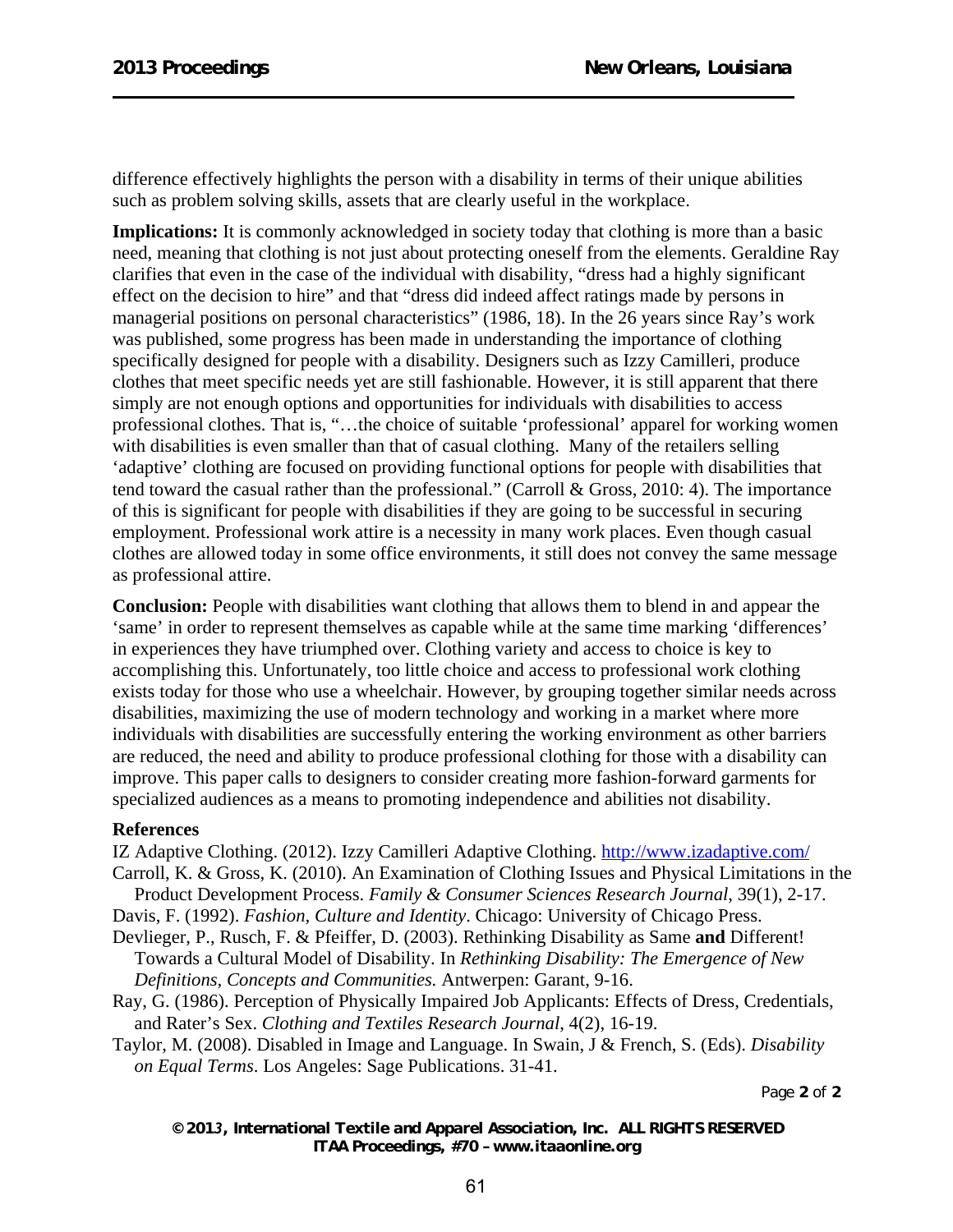difference effectively highlights the person with a disability in terms of their unique abilities such as problem solving skills, assets that are clearly useful in the workplace.

**Implications:** It is commonly acknowledged in society today that clothing is more than a basic need, meaning that clothing is not just about protecting oneself from the elements. Geraldine Ray clarifies that even in the case of the individual with disability, "dress had a highly significant effect on the decision to hire" and that "dress did indeed affect ratings made by persons in managerial positions on personal characteristics" (1986, 18). In the 26 years since Ray's work was published, some progress has been made in understanding the importance of clothing specifically designed for people with a disability. Designers such as Izzy Camilleri, produce clothes that meet specific needs yet are still fashionable. However, it is still apparent that there simply are not enough options and opportunities for individuals with disabilities to access professional clothes. That is, "…the choice of suitable 'professional' apparel for working women with disabilities is even smaller than that of casual clothing. Many of the retailers selling 'adaptive' clothing are focused on providing functional options for people with disabilities that tend toward the casual rather than the professional." (Carroll & Gross, 2010: 4). The importance of this is significant for people with disabilities if they are going to be successful in securing employment. Professional work attire is a necessity in many work places. Even though casual clothes are allowed today in some office environments, it still does not convey the same message as professional attire.

**Conclusion:** People with disabilities want clothing that allows them to blend in and appear the 'same' in order to represent themselves as capable while at the same time marking 'differences' in experiences they have triumphed over. Clothing variety and access to choice is key to accomplishing this. Unfortunately, too little choice and access to professional work clothing exists today for those who use a wheelchair. However, by grouping together similar needs across disabilities, maximizing the use of modern technology and working in a market where more individuals with disabilities are successfully entering the working environment as other barriers are reduced, the need and ability to produce professional clothing for those with a disability can improve. This paper calls to designers to consider creating more fashion-forward garments for specialized audiences as a means to promoting independence and abilities not disability.

**References**

IZ Adaptive Clothing. (2012). Izzy Camilleri Adaptive Clothing. http://www.izadaptive.com/

Carroll, K. & Gross, K. (2010). An Examination of Clothing Issues and Physical Limitations in the Product Development Process. *Family & Consumer Sciences Research Journal*, 39(1), 2-17.

Davis, F. (1992). *Fashion, Culture and Identity*. Chicago: University of Chicago Press.

Devlieger, P., Rusch, F. & Pfeiffer, D. (2003). Rethinking Disability as Same **and** Different! Towards a Cultural Model of Disability. In *Rethinking Disability: The Emergence of New Definitions, Concepts and Communities.* Antwerpen: Garant, 9-16.

Ray, G. (1986). Perception of Physically Impaired Job Applicants: Effects of Dress, Credentials, and Rater's Sex. *Clothing and Textiles Research Journal*, 4(2), 16-19.

Taylor, M. (2008). Disabled in Image and Language. In Swain, J & French, S. (Eds). *Disability on Equal Terms*. Los Angeles: Sage Publications. 31-41.